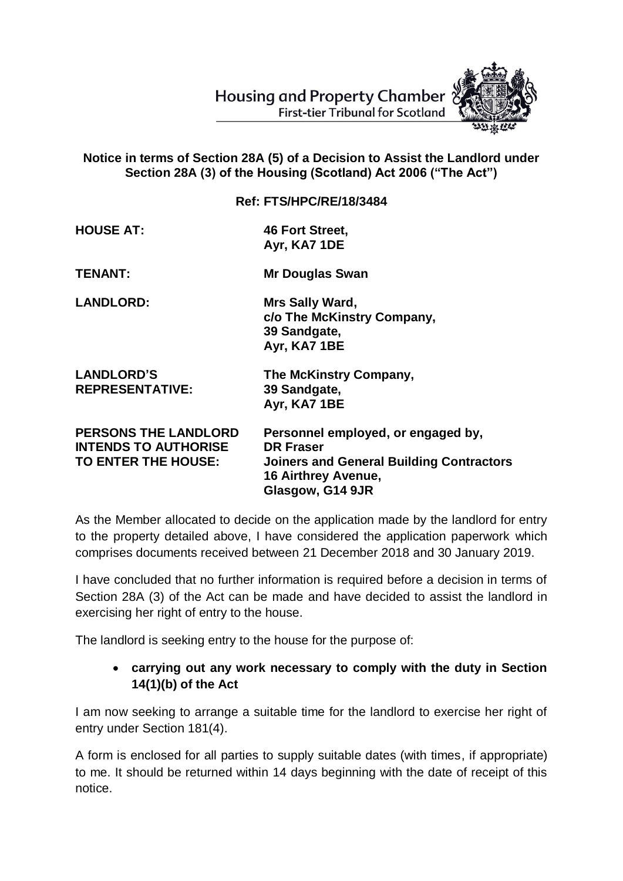Housing and Property Chamber
First-tier Tribunal for Scotland

**Notice in terms of Section 28A (5) of a Decision to Assist the Landlord under Section 28A (3) of the Housing (Scotland) Act 2006 ("The Act")**

**Ref: FTS/HPC/RE/18/3484**

| | |
|---|---|
| **HOUSE AT:** | **46 Fort Street, Ayr, KA7 1DE** |
| **TENANT:** | **Mr Douglas Swan** |
| **LANDLORD:** | **Mrs Sally Ward, c/o The McKinstry Company, 39 Sandgate, Ayr, KA7 1BE** |
| **LANDLORD'S REPRESENTATIVE:** | **The McKinstry Company, 39 Sandgate, Ayr, KA7 1BE** |
| **PERSONS THE LANDLORD INTENDS TO AUTHORISE TO ENTER THE HOUSE:** | **Personnel employed, or engaged by, DR Fraser Joiners and General Building Contractors 16 Airthrey Avenue, Glasgow, G14 9JR** |

As the Member allocated to decide on the application made by the landlord for entry to the property detailed above, I have considered the application paperwork which comprises documents received between 21 December 2018 and 30 January 2019.

I have concluded that no further information is required before a decision in terms of Section 28A (3) of the Act can be made and have decided to assist the landlord in exercising her right of entry to the house.

The landlord is seeking entry to the house for the purpose of:

- **carrying out any work necessary to comply with the duty in Section 14(1)(b) of the Act**

I am now seeking to arrange a suitable time for the landlord to exercise her right of entry under Section 181(4).

A form is enclosed for all parties to supply suitable dates (with times, if appropriate) to me. It should be returned within 14 days beginning with the date of receipt of this notice.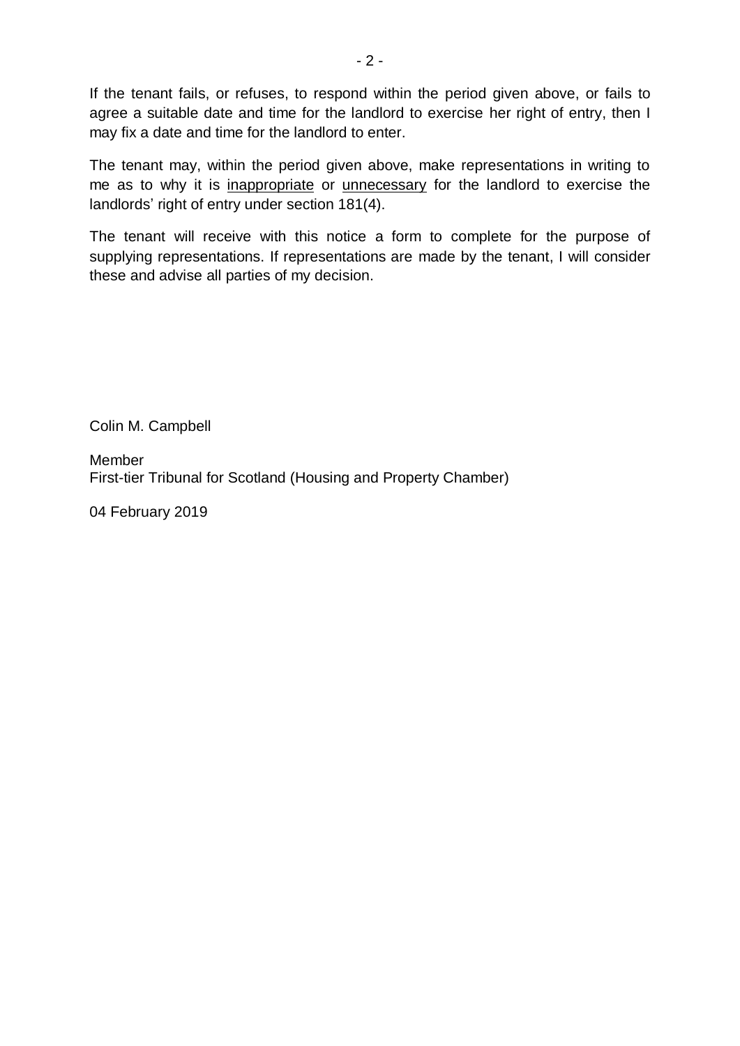If the tenant fails, or refuses, to respond within the period given above, or fails to agree a suitable date and time for the landlord to exercise her right of entry, then I may fix a date and time for the landlord to enter.

The tenant may, within the period given above, make representations in writing to me as to why it is <u>inappropriate</u> or <u>unnecessary</u> for the landlord to exercise the landlords' right of entry under section 181(4).

The tenant will receive with this notice a form to complete for the purpose of supplying representations. If representations are made by the tenant, I will consider these and advise all parties of my decision.

Colin M. Campbell

Member
First-tier Tribunal for Scotland (Housing and Property Chamber)

04 February 2019